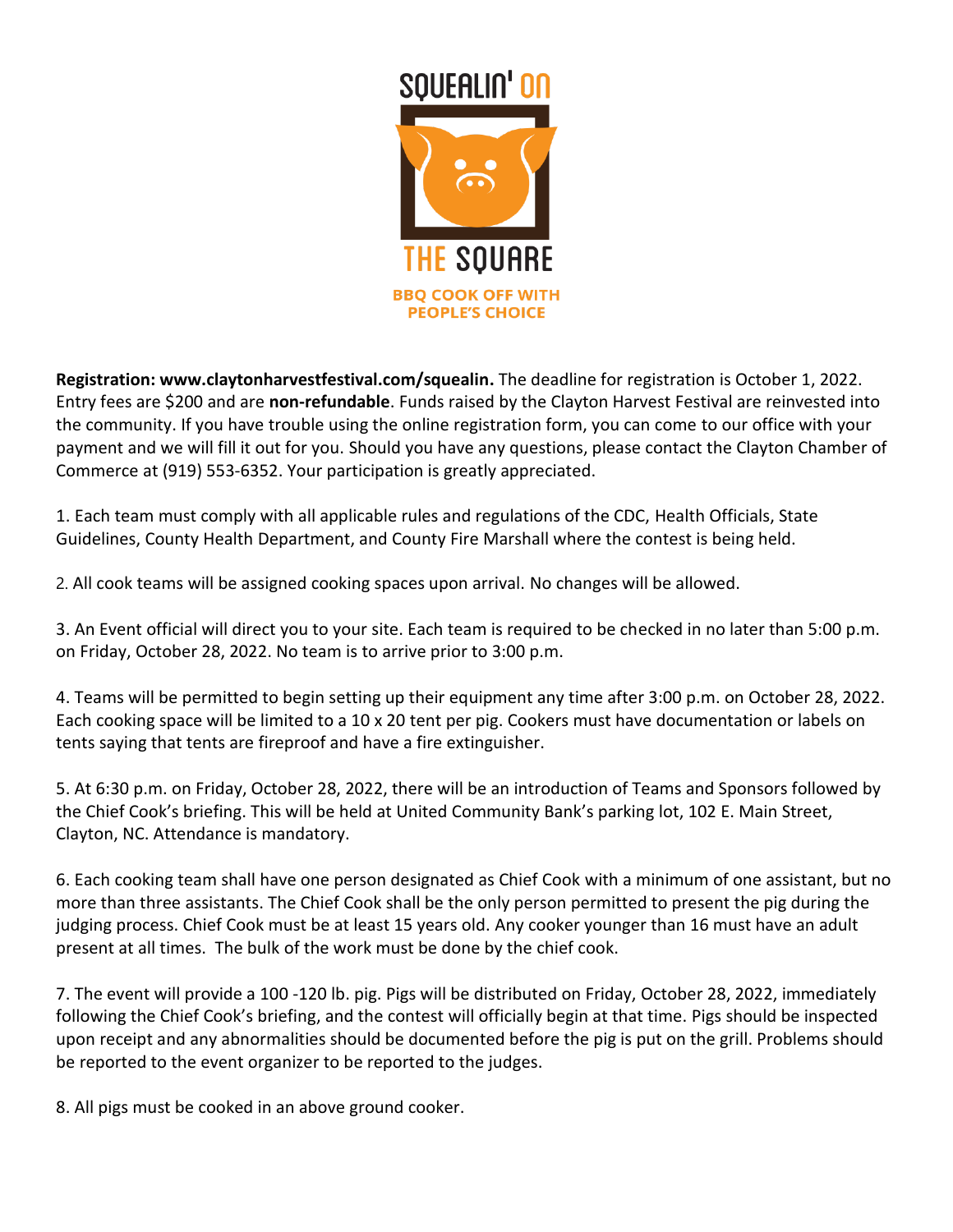# SQUEALIN' ON THE SQUARE

**BBQ COOK OFF WITH PEOPLE'S CHOICE**

**Registration: www.claytonharvestfestival.com/squealin.** The deadline for registration is October 1, 2022. Entry fees are $200 and are **non-refundable**. Funds raised by the Clayton Harvest Festival are reinvested into the community. If you have trouble using the online registration form, you can come to our office with your payment and we will fill it out for you. Should you have any questions, please contact the Clayton Chamber of Commerce at (919) 553-6352. Your participation is greatly appreciated.

1. Each team must comply with all applicable rules and regulations of the CDC, Health Officials, State Guidelines, County Health Department, and County Fire Marshall where the contest is being held.

2. All cook teams will be assigned cooking spaces upon arrival. No changes will be allowed.

3. An Event official will direct you to your site. Each team is required to be checked in no later than 5:00 p.m. on Friday, October 28, 2022. No team is to arrive prior to 3:00 p.m.

4. Teams will be permitted to begin setting up their equipment any time after 3:00 p.m. on October 28, 2022. Each cooking space will be limited to a 10 x 20 tent per pig. Cookers must have documentation or labels on tents saying that tents are fireproof and have a fire extinguisher.

5. At 6:30 p.m. on Friday, October 28, 2022, there will be an introduction of Teams and Sponsors followed by the Chief Cook's briefing. This will be held at United Community Bank's parking lot, 102 E. Main Street, Clayton, NC. Attendance is mandatory.

6. Each cooking team shall have one person designated as Chief Cook with a minimum of one assistant, but no more than three assistants. The Chief Cook shall be the only person permitted to present the pig during the judging process. Chief Cook must be at least 15 years old. Any cooker younger than 16 must have an adult present at all times. The bulk of the work must be done by the chief cook.

7. The event will provide a 100 -120 lb. pig. Pigs will be distributed on Friday, October 28, 2022, immediately following the Chief Cook's briefing, and the contest will officially begin at that time. Pigs should be inspected upon receipt and any abnormalities should be documented before the pig is put on the grill. Problems should be reported to the event organizer to be reported to the judges.

8. All pigs must be cooked in an above ground cooker.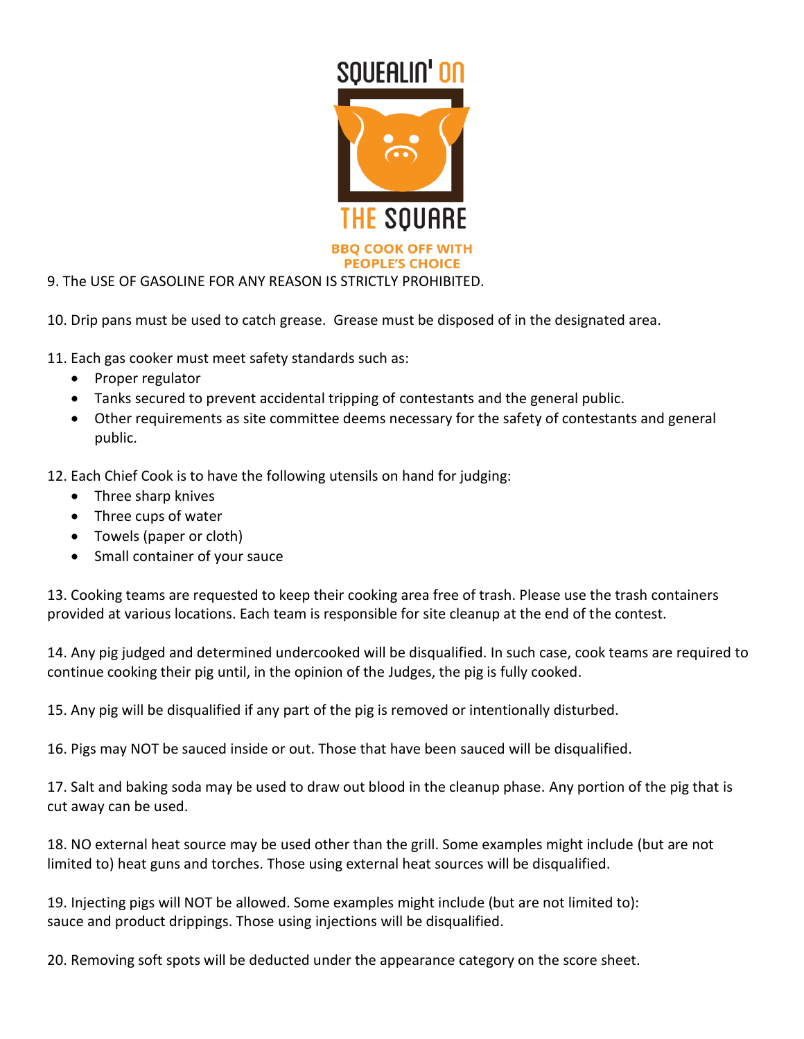9. The USE OF GASOLINE FOR ANY REASON IS STRICTLY PROHIBITED.

10. Drip pans must be used to catch grease. Grease must be disposed of in the designated area.

11. Each gas cooker must meet safety standards such as:
- Proper regulator
- Tanks secured to prevent accidental tripping of contestants and the general public.
- Other requirements as site committee deems necessary for the safety of contestants and general public.

12. Each Chief Cook is to have the following utensils on hand for judging:
- Three sharp knives
- Three cups of water
- Towels (paper or cloth)
- Small container of your sauce

13. Cooking teams are requested to keep their cooking area free of trash. Please use the trash containers provided at various locations. Each team is responsible for site cleanup at the end of the contest.

14. Any pig judged and determined undercooked will be disqualified. In such case, cook teams are required to continue cooking their pig until, in the opinion of the Judges, the pig is fully cooked.

15. Any pig will be disqualified if any part of the pig is removed or intentionally disturbed.

16. Pigs may NOT be sauced inside or out. Those that have been sauced will be disqualified.

17. Salt and baking soda may be used to draw out blood in the cleanup phase. Any portion of the pig that is cut away can be used.

18. NO external heat source may be used other than the grill. Some examples might include (but are not limited to) heat guns and torches. Those using external heat sources will be disqualified.

19. Injecting pigs will NOT be allowed. Some examples might include (but are not limited to): sauce and product drippings. Those using injections will be disqualified.

20. Removing soft spots will be deducted under the appearance category on the score sheet.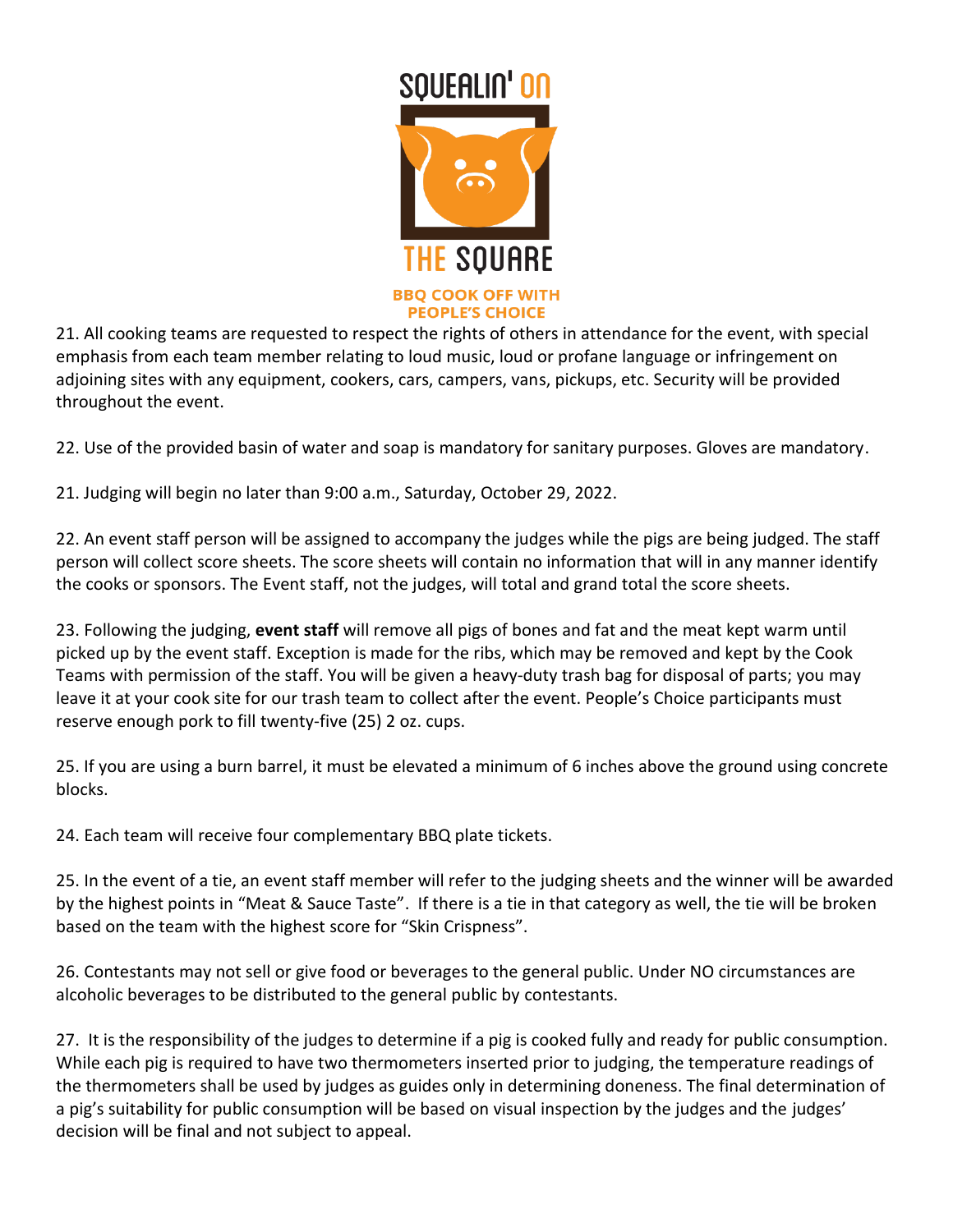SQUEALIN' ON THE SQUARE

BBQ COOK OFF WITH PEOPLE'S CHOICE

21. All cooking teams are requested to respect the rights of others in attendance for the event, with special emphasis from each team member relating to loud music, loud or profane language or infringement on adjoining sites with any equipment, cookers, cars, campers, vans, pickups, etc. Security will be provided throughout the event.

22. Use of the provided basin of water and soap is mandatory for sanitary purposes. Gloves are mandatory.

21. Judging will begin no later than 9:00 a.m., Saturday, October 29, 2022.

22. An event staff person will be assigned to accompany the judges while the pigs are being judged. The staff person will collect score sheets. The score sheets will contain no information that will in any manner identify the cooks or sponsors. The Event staff, not the judges, will total and grand total the score sheets.

23. Following the judging, **event staff** will remove all pigs of bones and fat and the meat kept warm until picked up by the event staff. Exception is made for the ribs, which may be removed and kept by the Cook Teams with permission of the staff. You will be given a heavy-duty trash bag for disposal of parts; you may leave it at your cook site for our trash team to collect after the event. People's Choice participants must reserve enough pork to fill twenty-five (25) 2 oz. cups.

25. If you are using a burn barrel, it must be elevated a minimum of 6 inches above the ground using concrete blocks.

24. Each team will receive four complementary BBQ plate tickets.

25. In the event of a tie, an event staff member will refer to the judging sheets and the winner will be awarded by the highest points in "Meat & Sauce Taste". If there is a tie in that category as well, the tie will be broken based on the team with the highest score for "Skin Crispness".

26. Contestants may not sell or give food or beverages to the general public. Under NO circumstances are alcoholic beverages to be distributed to the general public by contestants.

27. It is the responsibility of the judges to determine if a pig is cooked fully and ready for public consumption. While each pig is required to have two thermometers inserted prior to judging, the temperature readings of the thermometers shall be used by judges as guides only in determining doneness. The final determination of a pig's suitability for public consumption will be based on visual inspection by the judges and the judges' decision will be final and not subject to appeal.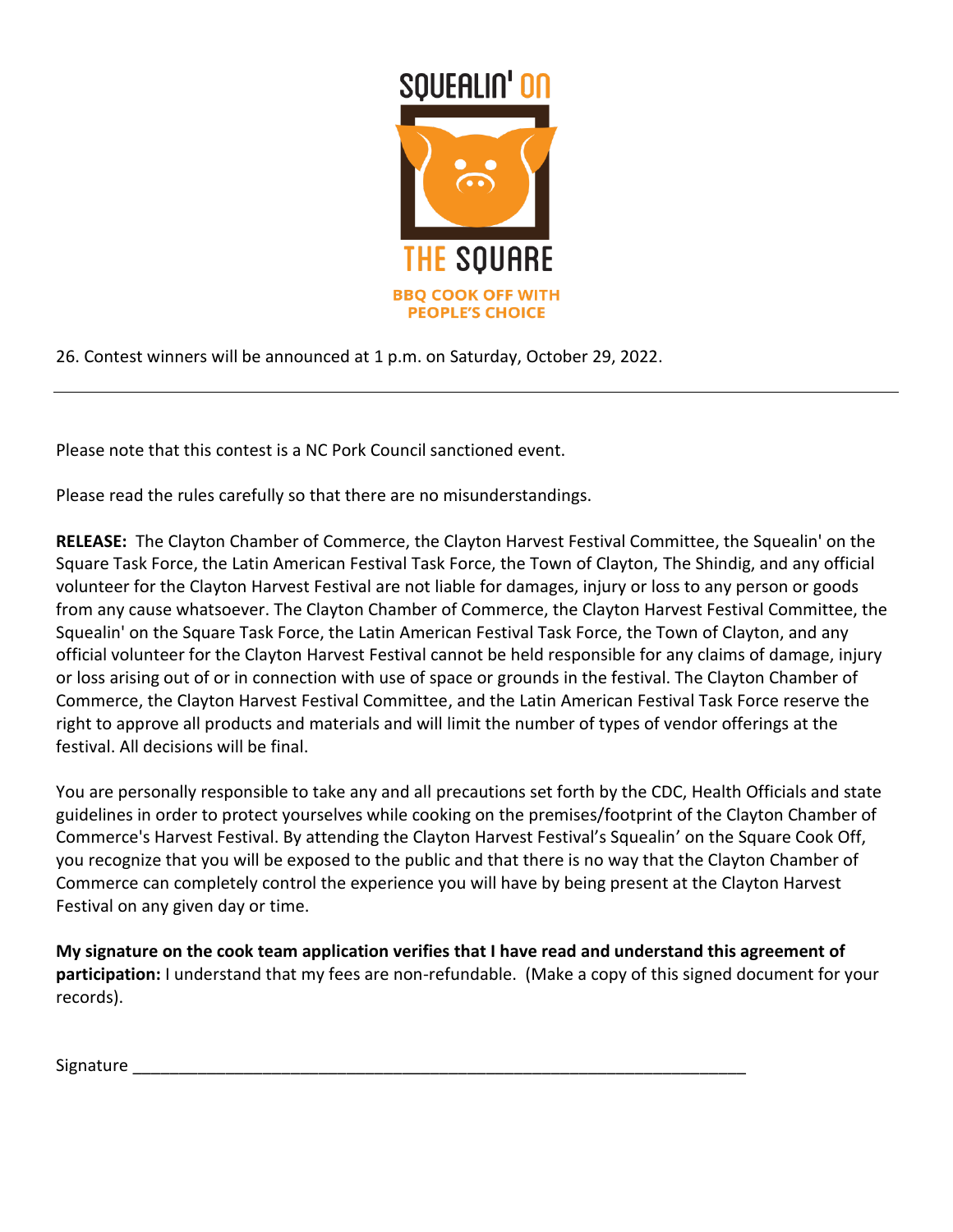26. Contest winners will be announced at 1 p.m. on Saturday, October 29, 2022.

---

Please note that this contest is a NC Pork Council sanctioned event.

Please read the rules carefully so that there are no misunderstandings.

**RELEASE:** The Clayton Chamber of Commerce, the Clayton Harvest Festival Committee, the Squealin' on the Square Task Force, the Latin American Festival Task Force, the Town of Clayton, The Shindig, and any official volunteer for the Clayton Harvest Festival are not liable for damages, injury or loss to any person or goods from any cause whatsoever. The Clayton Chamber of Commerce, the Clayton Harvest Festival Committee, the Squealin' on the Square Task Force, the Latin American Festival Task Force, the Town of Clayton, and any official volunteer for the Clayton Harvest Festival cannot be held responsible for any claims of damage, injury or loss arising out of or in connection with use of space or grounds in the festival. The Clayton Chamber of Commerce, the Clayton Harvest Festival Committee, and the Latin American Festival Task Force reserve the right to approve all products and materials and will limit the number of types of vendor offerings at the festival. All decisions will be final.

You are personally responsible to take any and all precautions set forth by the CDC, Health Officials and state guidelines in order to protect yourselves while cooking on the premises/footprint of the Clayton Chamber of Commerce's Harvest Festival. By attending the Clayton Harvest Festival's Squealin' on the Square Cook Off, you recognize that you will be exposed to the public and that there is no way that the Clayton Chamber of Commerce can completely control the experience you will have by being present at the Clayton Harvest Festival on any given day or time.

**My signature on the cook team application verifies that I have read and understand this agreement of participation:** I understand that my fees are non-refundable. (Make a copy of this signed document for your records).

Signature ___________________________________________________________________